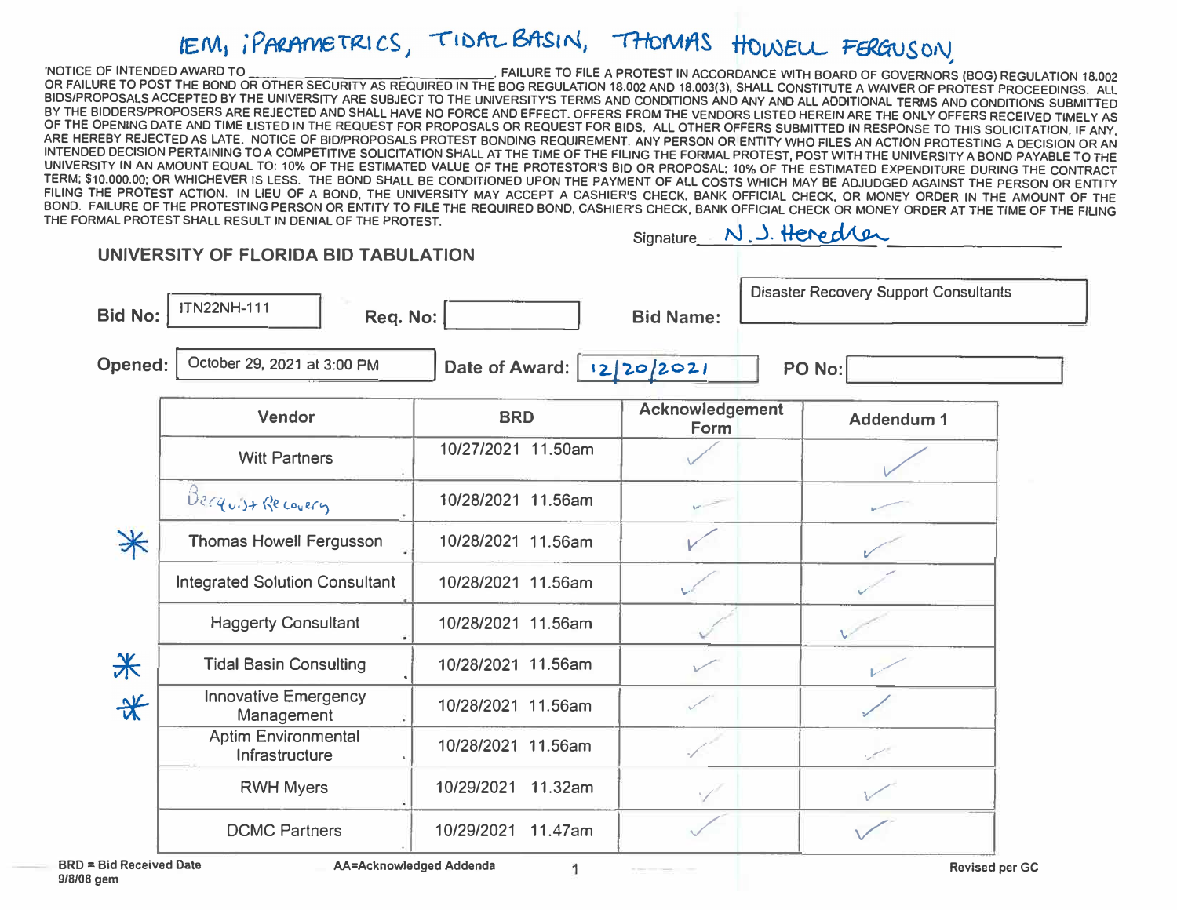IEM, iPARAMETRICS, TIDAL BASIN, THOMAS HOWELL FERGUSON,

'NOTICE OF INTENDED AWARD TO ______________________. FAILURE TO FILE A PROTEST IN ACCORDANCE WITH BOARD OF GOVERNORS (BOG) REGULATION 18.002 OR FAILURE TO POST THE BOND OR OTHER SECURITY AS REQUIRED IN THE BOG REGULATION 18.002 AND 18.003(3), SHALL CONSTITUTE A WAIVER OF PROTEST PROCEEDINGS. ALL BIDS/PROPOSALS ACCEPTED BY THE UNIVERSITY ARE SUBJECT TO THE UNIVERSITY'S TERMS AND CONDITIONS AND ANY AND ALL ADDITIONAL TERMS AND CONDITIONS SUBMITTED BY THE BIDDERS/PROPOSERS ARE REJECTED AND SHALL HAVE NO FORCE AND EFFECT. OFFERS FROM THE VENDORS LISTED HEREIN ARE THE ONLY OFFERS RECEIVED TIMELY AS OF THE OPENING DATE AND TIME LISTED IN THE REQUEST FOR PROPOSALS OR REQUEST FOR BIDS. ALL OTHER OFFERS SUBMITTED IN RESPONSE TO THIS SOLICITATION, IF ANY, ARE HEREBY REJECTED AS LATE. NOTICE OF BID/PROPOSALS PROTEST BONDING REQUIREMENT. ANY PERSON OR ENTITY WHO FILES AN ACTION PROTESTING A DECISION OR AN INTENDED DECISION PERTAINING TO A COMPETITIVE SOLICITATION SHALL AT THE TIME OF THE FILING THE FORMAL PROTEST, POST WITH THE UNIVERSITY A BOND PAYABLE TO THE UNIVERSITY IN AN AMOUNT EQUAL TO: 10% OF THE ESTIMATED VALUE OF THE PROTESTOR'S BID OR PROPOSAL; 10% OF THE ESTIMATED EXPENDITURE DURING THE CONTRACT TERM; $10,000.00; OR WHICHEVER IS LESS. THE BOND SHALL BE CONDITIONED UPON THE PAYMENT OF ALL COSTS WHICH MAY BE ADJUDGED AGAINST THE PERSON OR ENTITY FILING THE PROTEST ACTION. IN LIEU OF A BOND, THE UNIVERSITY MAY ACCEPT A CASHIER'S CHECK, BANK OFFICIAL CHECK, OR MONEY ORDER IN THE AMOUNT OF THE BOND. FAILURE OF THE PROTESTING PERSON OR ENTITY TO FILE THE REQUIRED BOND, CASHIER'S CHECK, BANK OFFICIAL CHECK OR MONEY ORDER AT THE TIME OF THE FILING THE FORMAL PROTEST SHALL RESULT IN DENIAL OF THE PROTEST.

Signature N. J. Heredia

## UNIVERSITY OF FLORIDA BID TABULATION

**Bid No:** ITN22NH-111 **Req. No:** **Bid Name:** Disaster Recovery Support Consultants

**Opened:** October 29, 2021 at 3:00 PM **Date of Award:** 12/20/2021 **PO No:**

| | Vendor | BRD | Acknowledgement Form | Addendum 1 |
|---|---|---|---|---|
| | Witt Partners | 10/27/2021 11.50am | ✓ | ✓ |
| | Berquist Recovery | 10/28/2021 11.56am | ✓ | ✓ |
| * | Thomas Howell Fergusson | 10/28/2021 11.56am | ✓ | ✓ |
| | Integrated Solution Consultant | 10/28/2021 11.56am | ✓ | ✓ |
| | Haggerty Consultant | 10/28/2021 11.56am | ✓ | ✓ |
| * | Tidal Basin Consulting | 10/28/2021 11.56am | ✓ | ✓ |
| * | Innovative Emergency Management | 10/28/2021 11.56am | ✓ | ✓ |
| | Aptim Environmental Infrastructure | 10/28/2021 11.56am | ✓ | ✓ |
| | RWH Myers | 10/29/2021 11.32am | ✓ | ✓ |
| | DCMC Partners | 10/29/2021 11.47am | ✓ | ✓ |

**BRD = Bid Received Date** **AA=Acknowledged Addenda** **Revised per GC**

**9/8/08 gem**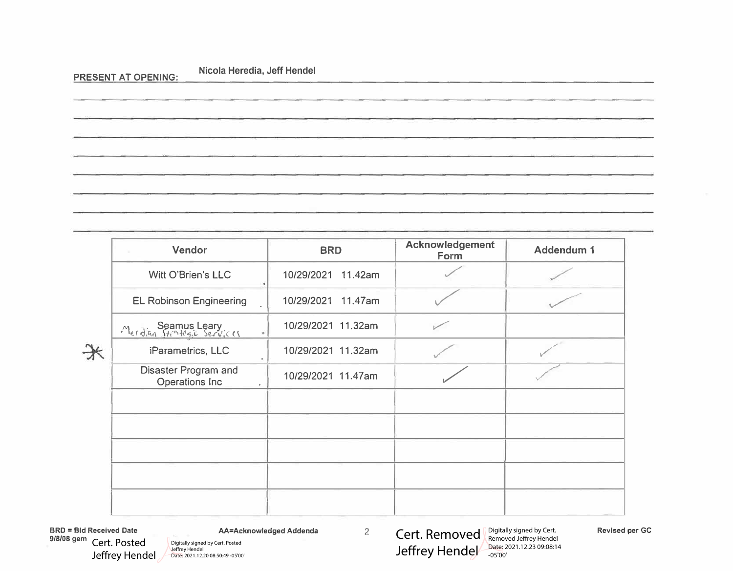**PRESENT AT OPENING:** Nicola Heredia, Jeff Hendel

| Vendor | BRD | Acknowledgement Form | Addendum 1 |
|---|---|---|---|
| Witt O'Brien's LLC | 10/29/2021 11.42am | ✓ | ✓ |
| EL Robinson Engineering | 10/29/2021 11.47am | ✓ | ✓ |
| Seamus Leary Merdian Strategic Services | 10/29/2021 11.32am | ✓ | |
| * iParametrics, LLC | 10/29/2021 11.32am | ✓ | ✓ |
| Disaster Program and Operations Inc | 10/29/2021 11.47am | ✓ | ✓ |
| | | | |
| | | | |
| | | | |
| | | | |
| | | | |

**BRD = Bid Received Date** **AA=Acknowledged Addenda** **Revised per GC**

**9/8/08 gem**

Cert. Posted Jeffrey Hendel — Digitally signed by Cert. Posted Jeffrey Hendel Date: 2021.12.20 08:50:49 -05'00'

Cert. Removed Jeffrey Hendel — Digitally signed by Cert. Removed Jeffrey Hendel Date: 2021.12.23 09:08:14 -05'00'